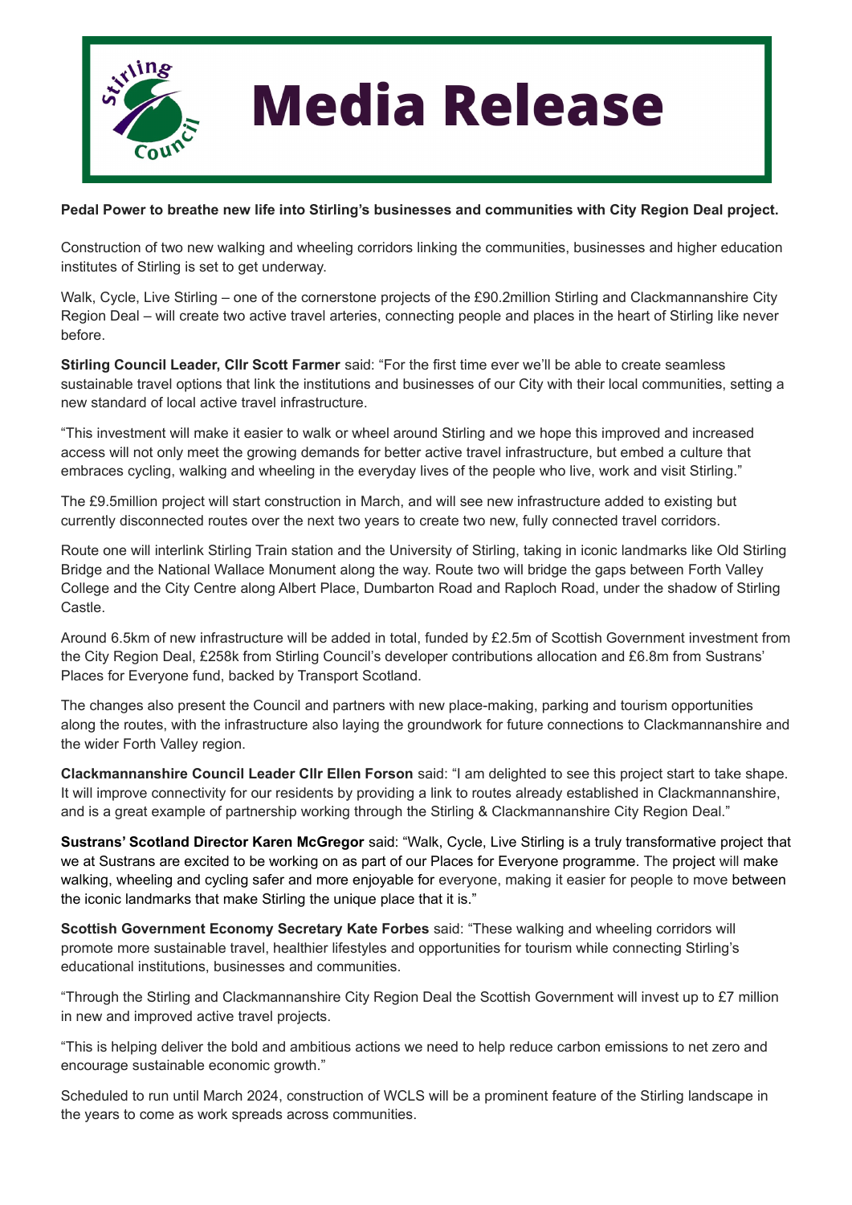# Media Release

**Pedal Power to breathe new life into Stirling's businesses and communities with City Region Deal project.**

Construction of two new walking and wheeling corridors linking the communities, businesses and higher education institutes of Stirling is set to get underway.

Walk, Cycle, Live Stirling – one of the cornerstone projects of the £90.2million Stirling and Clackmannanshire City Region Deal – will create two active travel arteries, connecting people and places in the heart of Stirling like never before.

**Stirling Council Leader, Cllr Scott Farmer** said: "For the first time ever we'll be able to create seamless sustainable travel options that link the institutions and businesses of our City with their local communities, setting a new standard of local active travel infrastructure.

"This investment will make it easier to walk or wheel around Stirling and we hope this improved and increased access will not only meet the growing demands for better active travel infrastructure, but embed a culture that embraces cycling, walking and wheeling in the everyday lives of the people who live, work and visit Stirling."

The £9.5million project will start construction in March, and will see new infrastructure added to existing but currently disconnected routes over the next two years to create two new, fully connected travel corridors.

Route one will interlink Stirling Train station and the University of Stirling, taking in iconic landmarks like Old Stirling Bridge and the National Wallace Monument along the way. Route two will bridge the gaps between Forth Valley College and the City Centre along Albert Place, Dumbarton Road and Raploch Road, under the shadow of Stirling Castle.

Around 6.5km of new infrastructure will be added in total, funded by £2.5m of Scottish Government investment from the City Region Deal, £258k from Stirling Council's developer contributions allocation and £6.8m from Sustrans' Places for Everyone fund, backed by Transport Scotland.

The changes also present the Council and partners with new place-making, parking and tourism opportunities along the routes, with the infrastructure also laying the groundwork for future connections to Clackmannanshire and the wider Forth Valley region.

**Clackmannanshire Council Leader Cllr Ellen Forson** said: "I am delighted to see this project start to take shape. It will improve connectivity for our residents by providing a link to routes already established in Clackmannanshire, and is a great example of partnership working through the Stirling & Clackmannanshire City Region Deal."

**Sustrans' Scotland Director Karen McGregor** said: "Walk, Cycle, Live Stirling is a truly transformative project that we at Sustrans are excited to be working on as part of our Places for Everyone programme. The project will make walking, wheeling and cycling safer and more enjoyable for everyone, making it easier for people to move between the iconic landmarks that make Stirling the unique place that it is."

**Scottish Government Economy Secretary Kate Forbes** said: "These walking and wheeling corridors will promote more sustainable travel, healthier lifestyles and opportunities for tourism while connecting Stirling's educational institutions, businesses and communities.

"Through the Stirling and Clackmannanshire City Region Deal the Scottish Government will invest up to £7 million in new and improved active travel projects.

"This is helping deliver the bold and ambitious actions we need to help reduce carbon emissions to net zero and encourage sustainable economic growth."

Scheduled to run until March 2024, construction of WCLS will be a prominent feature of the Stirling landscape in the years to come as work spreads across communities.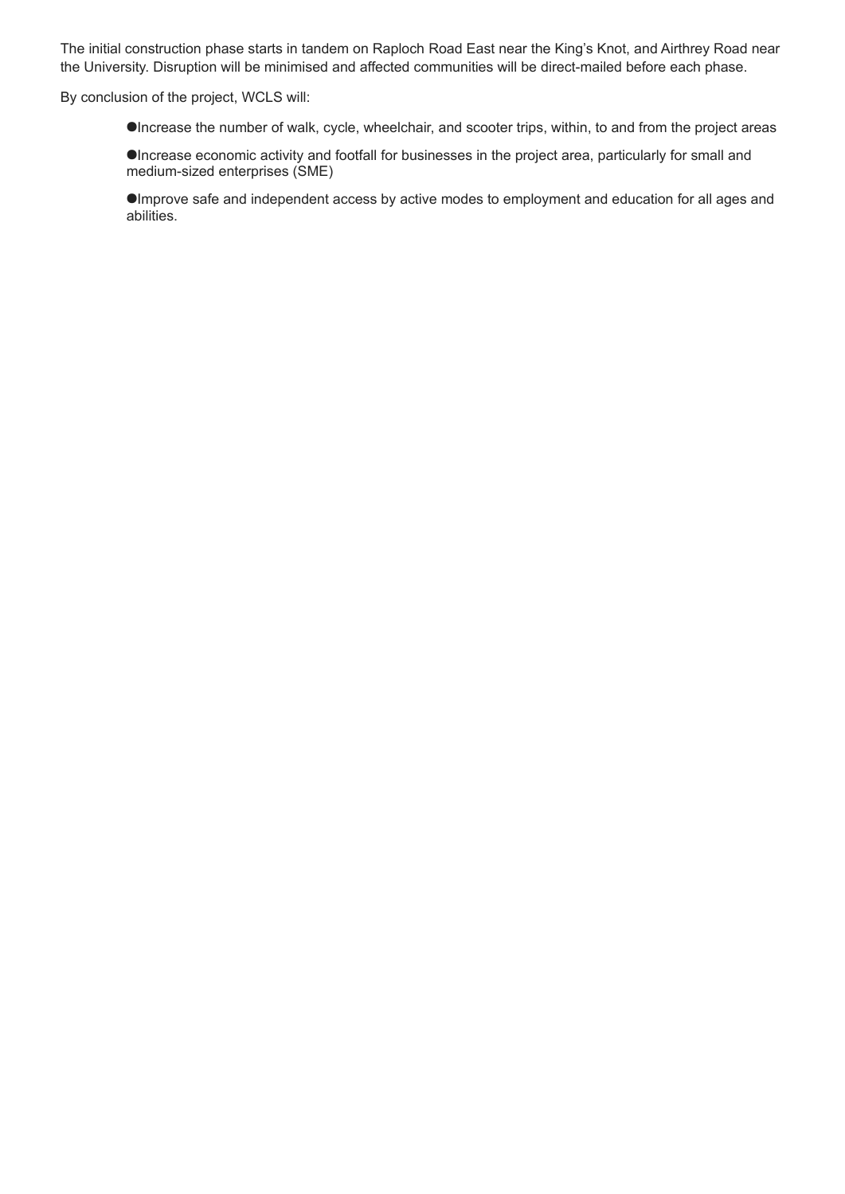The initial construction phase starts in tandem on Raploch Road East near the King's Knot, and Airthrey Road near the University. Disruption will be minimised and affected communities will be direct-mailed before each phase.

By conclusion of the project, WCLS will:

- Increase the number of walk, cycle, wheelchair, and scooter trips, within, to and from the project areas
- Increase economic activity and footfall for businesses in the project area, particularly for small and medium-sized enterprises (SME)
- Improve safe and independent access by active modes to employment and education for all ages and abilities.